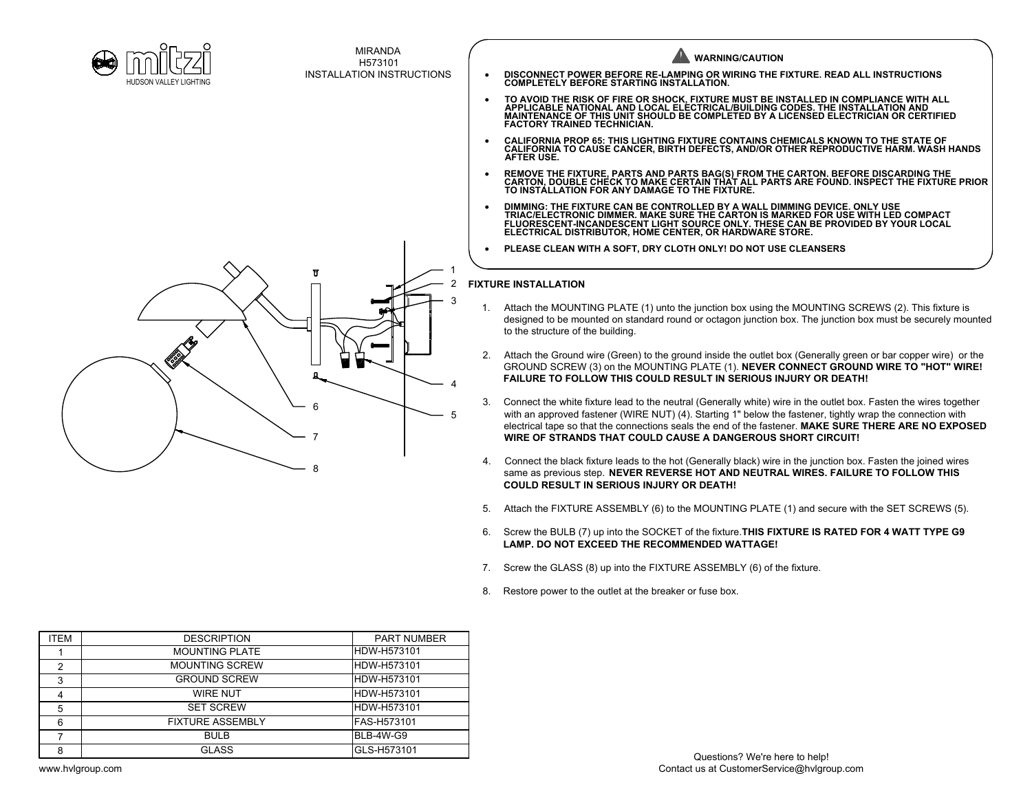mitzi
HUDSON VALLEY LIGHTING

MIRANDA
H573101
INSTALLATION INSTRUCTIONS

## WARNING/CAUTION

- **DISCONNECT POWER BEFORE RE-LAMPING OR WIRING THE FIXTURE. READ ALL INSTRUCTIONS COMPLETELY BEFORE STARTING INSTALLATION.**
- **TO AVOID THE RISK OF FIRE OR SHOCK, FIXTURE MUST BE INSTALLED IN COMPLIANCE WITH ALL APPLICABLE NATIONAL AND LOCAL ELECTRICAL/BUILDING CODES. THE INSTALLATION AND MAINTENANCE OF THIS UNIT SHOULD BE COMPLETED BY A LICENSED ELECTRICIAN OR CERTIFIED FACTORY TRAINED TECHNICIAN.**
- **CALIFORNIA PROP 65: THIS LIGHTING FIXTURE CONTAINS CHEMICALS KNOWN TO THE STATE OF CALIFORNIA TO CAUSE CANCER, BIRTH DEFECTS, AND/OR OTHER REPRODUCTIVE HARM. WASH HANDS AFTER USE.**
- **REMOVE THE FIXTURE, PARTS AND PARTS BAG(S) FROM THE CARTON. BEFORE DISCARDING THE CARTON, DOUBLE CHECK TO MAKE CERTAIN THAT ALL PARTS ARE FOUND. INSPECT THE FIXTURE PRIOR TO INSTALLATION FOR ANY DAMAGE TO THE FIXTURE.**
- **DIMMING: THE FIXTURE CAN BE CONTROLLED BY A WALL DIMMING DEVICE. ONLY USE TRIAC/ELECTRONIC DIMMER. MAKE SURE THE CARTON IS MARKED FOR USE WITH LED COMPACT FLUORESCENT-INCANDESCENT LIGHT SOURCE ONLY. THESE CAN BE PROVIDED BY YOUR LOCAL ELECTRICAL DISTRIBUTOR, HOME CENTER, OR HARDWARE STORE.**
- **PLEASE CLEAN WITH A SOFT, DRY CLOTH ONLY! DO NOT USE CLEANSERS**

## FIXTURE INSTALLATION

1. Attach the MOUNTING PLATE (1) unto the junction box using the MOUNTING SCREWS (2). This fixture is designed to be mounted on standard round or octagon junction box. The junction box must be securely mounted to the structure of the building.
2. Attach the Ground wire (Green) to the ground inside the outlet box (Generally green or bar copper wire) or the GROUND SCREW (3) on the MOUNTING PLATE (1). **NEVER CONNECT GROUND WIRE TO "HOT" WIRE! FAILURE TO FOLLOW THIS COULD RESULT IN SERIOUS INJURY OR DEATH!**
3. Connect the white fixture lead to the neutral (Generally white) wire in the outlet box. Fasten the wires together with an approved fastener (WIRE NUT) (4). Starting 1" below the fastener, tightly wrap the connection with electrical tape so that the connections seals the end of the fastener. **MAKE SURE THERE ARE NO EXPOSED WIRE OF STRANDS THAT COULD CAUSE A DANGEROUS SHORT CIRCUIT!**
4. Connect the black fixture leads to the hot (Generally black) wire in the junction box. Fasten the joined wires same as previous step. **NEVER REVERSE HOT AND NEUTRAL WIRES. FAILURE TO FOLLOW THIS COULD RESULT IN SERIOUS INJURY OR DEATH!**
5. Attach the FIXTURE ASSEMBLY (6) to the MOUNTING PLATE (1) and secure with the SET SCREWS (5).
6. Screw the BULB (7) up into the SOCKET of the fixture.**THIS FIXTURE IS RATED FOR 4 WATT TYPE G9 LAMP. DO NOT EXCEED THE RECOMMENDED WATTAGE!**
7. Screw the GLASS (8) up into the FIXTURE ASSEMBLY (6) of the fixture.
8. Restore power to the outlet at the breaker or fuse box.

| ITEM | DESCRIPTION | PART NUMBER |
|---|---|---|
| 1 | MOUNTING PLATE | HDW-H573101 |
| 2 | MOUNTING SCREW | HDW-H573101 |
| 3 | GROUND SCREW | HDW-H573101 |
| 4 | WIRE NUT | HDW-H573101 |
| 5 | SET SCREW | HDW-H573101 |
| 6 | FIXTURE ASSEMBLY | FAS-H573101 |
| 7 | BULB | BLB-4W-G9 |
| 8 | GLASS | GLS-H573101 |

www.hvlgroup.com

Questions? We're here to help!
Contact us at CustomerService@hvlgroup.com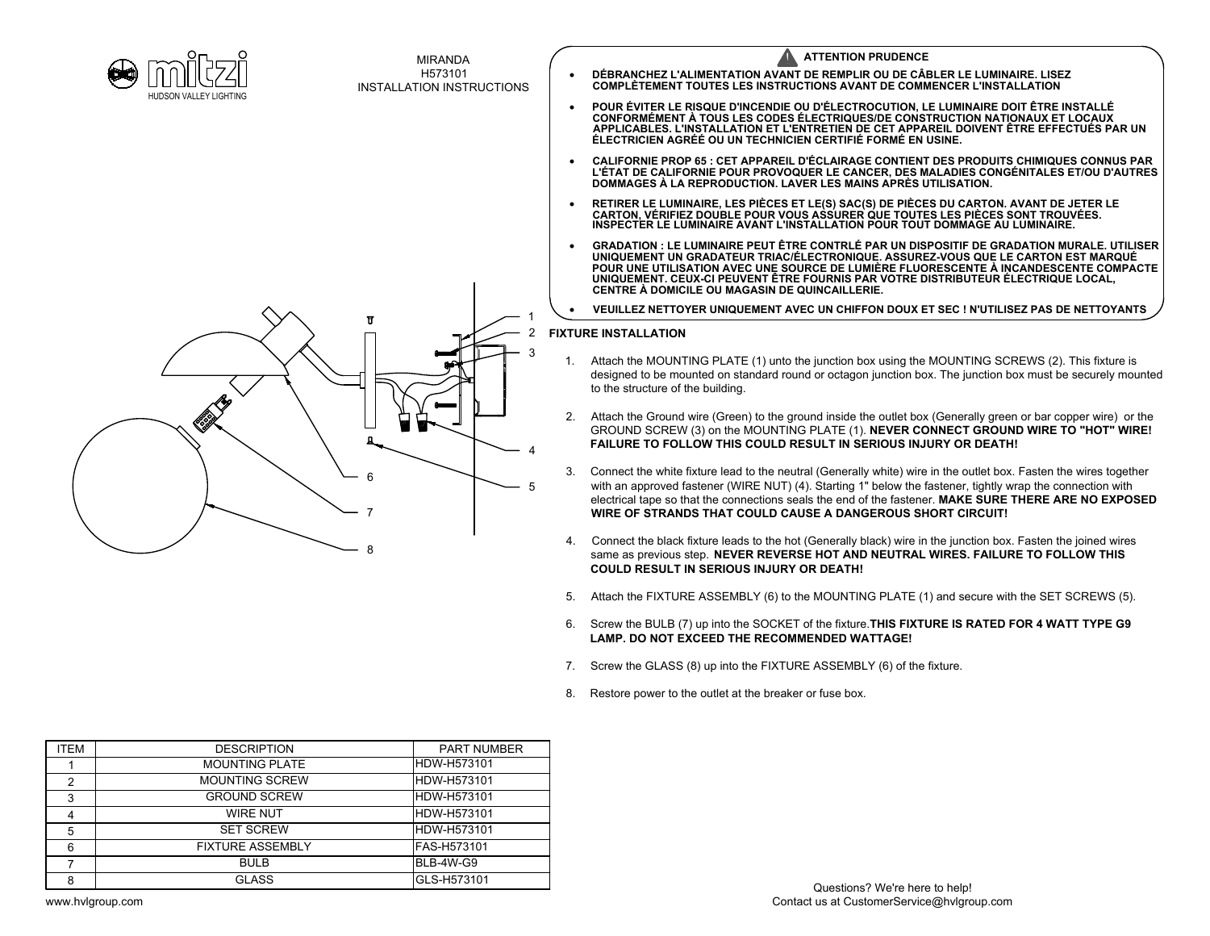mitzi
HUDSON VALLEY LIGHTING

MIRANDA
H573101
INSTALLATION INSTRUCTIONS

**ATTENTION PRUDENCE**

- **DÉBRANCHEZ L'ALIMENTATION AVANT DE REMPLIR OU DE CÂBLER LE LUMINAIRE. LISEZ COMPLÈTEMENT TOUTES LES INSTRUCTIONS AVANT DE COMMENCER L'INSTALLATION**
- **POUR ÉVITER LE RISQUE D'INCENDIE OU D'ÉLECTROCUTION, LE LUMINAIRE DOIT ÊTRE INSTALLÉ CONFORMÉMENT À TOUS LES CODES ÉLECTRIQUES/DE CONSTRUCTION NATIONAUX ET LOCAUX APPLICABLES. L'INSTALLATION ET L'ENTRETIEN DE CET APPAREIL DOIVENT ÊTRE EFFECTUÉS PAR UN ÉLECTRICIEN AGRÉÉ OU UN TECHNICIEN CERTIFIÉ FORMÉ EN USINE.**
- **CALIFORNIE PROP 65 : CET APPAREIL D'ÉCLAIRAGE CONTIENT DES PRODUITS CHIMIQUES CONNUS PAR L'ÉTAT DE CALIFORNIE POUR PROVOQUER LE CANCER, DES MALADIES CONGÉNITALES ET/OU D'AUTRES DOMMAGES À LA REPRODUCTION. LAVER LES MAINS APRÈS UTILISATION.**
- **RETIRER LE LUMINAIRE, LES PIÈCES ET LE(S) SAC(S) DE PIÈCES DU CARTON. AVANT DE JETER LE CARTON, VÉRIFIEZ DOUBLE POUR VOUS ASSURER QUE TOUTES LES PIÈCES SONT TROUVÉES. INSPECTER LE LUMINAIRE AVANT L'INSTALLATION POUR TOUT DOMMAGE AU LUMINAIRE.**
- **GRADATION : LE LUMINAIRE PEUT ÊTRE CONTRLÉ PAR UN DISPOSITIF DE GRADATION MURALE. UTILISER UNIQUEMENT UN GRADATEUR TRIAC/ÉLECTRONIQUE. ASSUREZ-VOUS QUE LE CARTON EST MARQUÉ POUR UNE UTILISATION AVEC UNE SOURCE DE LUMIÈRE FLUORESCENTE À INCANDESCENTE COMPACTE UNIQUEMENT. CEUX-CI PEUVENT ÊTRE FOURNIS PAR VOTRE DISTRIBUTEUR ÉLECTRIQUE LOCAL, CENTRE À DOMICILE OU MAGASIN DE QUINCAILLERIE.**
- **VEUILLEZ NETTOYER UNIQUEMENT AVEC UN CHIFFON DOUX ET SEC ! N'UTILISEZ PAS DE NETTOYANTS**

1
2
3
4
5
6
7
8

**FIXTURE INSTALLATION**

1. Attach the MOUNTING PLATE (1) unto the junction box using the MOUNTING SCREWS (2). This fixture is designed to be mounted on standard round or octagon junction box. The junction box must be securely mounted to the structure of the building.
2. Attach the Ground wire (Green) to the ground inside the outlet box (Generally green or bar copper wire) or the GROUND SCREW (3) on the MOUNTING PLATE (1). **NEVER CONNECT GROUND WIRE TO "HOT" WIRE! FAILURE TO FOLLOW THIS COULD RESULT IN SERIOUS INJURY OR DEATH!**
3. Connect the white fixture lead to the neutral (Generally white) wire in the outlet box. Fasten the wires together with an approved fastener (WIRE NUT) (4). Starting 1" below the fastener, tightly wrap the connection with electrical tape so that the connections seals the end of the fastener. **MAKE SURE THERE ARE NO EXPOSED WIRE OF STRANDS THAT COULD CAUSE A DANGEROUS SHORT CIRCUIT!**
4. Connect the black fixture leads to the hot (Generally black) wire in the junction box. Fasten the joined wires same as previous step. **NEVER REVERSE HOT AND NEUTRAL WIRES. FAILURE TO FOLLOW THIS COULD RESULT IN SERIOUS INJURY OR DEATH!**
5. Attach the FIXTURE ASSEMBLY (6) to the MOUNTING PLATE (1) and secure with the SET SCREWS (5).
6. Screw the BULB (7) up into the SOCKET of the fixture.**THIS FIXTURE IS RATED FOR 4 WATT TYPE G9 LAMP. DO NOT EXCEED THE RECOMMENDED WATTAGE!**
7. Screw the GLASS (8) up into the FIXTURE ASSEMBLY (6) of the fixture.
8. Restore power to the outlet at the breaker or fuse box.

| ITEM | DESCRIPTION | PART NUMBER |
|---|---|---|
| 1 | MOUNTING PLATE | HDW-H573101 |
| 2 | MOUNTING SCREW | HDW-H573101 |
| 3 | GROUND SCREW | HDW-H573101 |
| 4 | WIRE NUT | HDW-H573101 |
| 5 | SET SCREW | HDW-H573101 |
| 6 | FIXTURE ASSEMBLY | FAS-H573101 |
| 7 | BULB | BLB-4W-G9 |
| 8 | GLASS | GLS-H573101 |

www.hvlgroup.com

Questions? We're here to help!
Contact us at CustomerService@hvlgroup.com